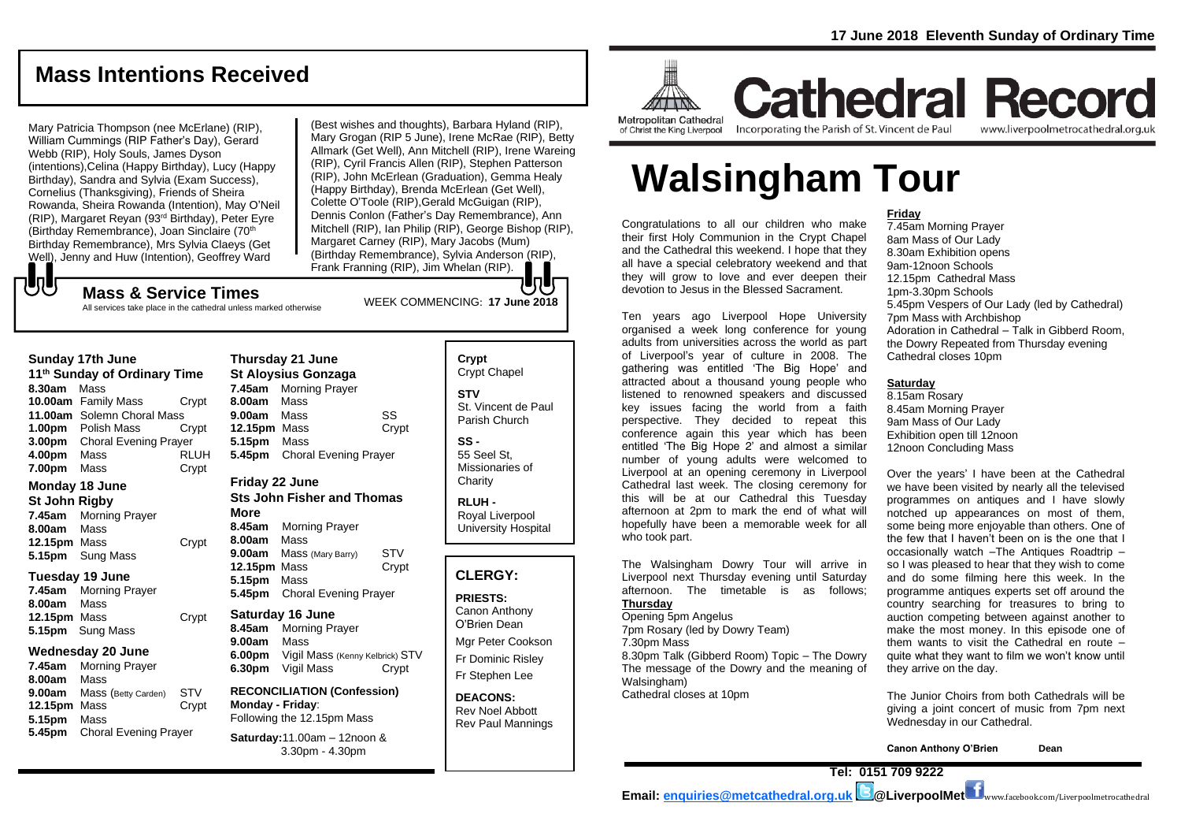17 June 2018 Eleventh Sunday of Ordinary Time

Metropolitan Cathedral of Christ the King Liverpool

# Cathedral Record

Incorporating the Parish of St. Vincent de Paul

www.liverpoolmetrocathedral.org.uk

## Mass Intentions Received

Mary Patricia Thompson (nee McErlane) (RIP), William Cummings (RIP Father's Day), Gerard Webb (RIP), Holy Souls, James Dyson (intentions),Celina (Happy Birthday), Lucy (Happy Birthday), Sandra and Sylvia (Exam Success), Cornelius (Thanksgiving), Friends of Sheira Rowanda, Sheira Rowanda (Intention), May O'Neil (RIP), Margaret Reyan (93rd Birthday), Peter Eyre (Birthday Remembrance), Joan Sinclaire (70th Birthday Remembrance), Mrs Sylvia Claeys (Get Well), Jenny and Huw (Intention), Geoffrey Ward (Best wishes and thoughts), Barbara Hyland (RIP), Mary Grogan (RIP 5 June), Irene McRae (RIP), Betty Allmark (Get Well), Ann Mitchell (RIP), Irene Wareing (RIP), Cyril Francis Allen (RIP), Stephen Patterson (RIP), John McErlean (Graduation), Gemma Healy (Happy Birthday), Brenda McErlean (Get Well), Colette O'Toole (RIP),Gerald McGuigan (RIP), Dennis Conlon (Father's Day Remembrance), Ann Mitchell (RIP), Ian Philip (RIP), George Bishop (RIP), Margaret Carney (RIP), Mary Jacobs (Mum) (Birthday Remembrance), Sylvia Anderson (RIP), Frank Franning (RIP), Jim Whelan (RIP).

## Mass & Service Times

All services take place in the cathedral unless marked otherwise

WEEK COMMENCING: **17 June 2018**

### Sunday 17th June
**11th Sunday of Ordinary Time**

| | | |
|---|---|---|
| **8.30am** | Mass | |
| **10.00am** | Family Mass | Crypt |
| **11.00am** | Solemn Choral Mass | |
| **1.00pm** | Polish Mass | Crypt |
| **3.00pm** | Choral Evening Prayer | |
| **4.00pm** | Mass | RLUH |
| **7.00pm** | Mass | Crypt |

### Monday 18 June
**St John Rigby**

| | | |
|---|---|---|
| **7.45am** | Morning Prayer | |
| **8.00am** | Mass | |
| **12.15pm** | Mass | Crypt |
| **5.15pm** | Sung Mass | |

### Tuesday 19 June

| | | |
|---|---|---|
| **7.45am** | Morning Prayer | |
| **8.00am** | Mass | |
| **12.15pm** | Mass | Crypt |
| **5.15pm** | Sung Mass | |

### Wednesday 20 June

| | | |
|---|---|---|
| **7.45am** | Morning Prayer | |
| **8.00am** | Mass | |
| **9.00am** | Mass (Betty Carden) | STV |
| **12.15pm** | Mass | Crypt |
| **5.15pm** | Mass | |
| **5.45pm** | Choral Evening Prayer | |

### Thursday 21 June
**St Aloysius Gonzaga**

| | | |
|---|---|---|
| **7.45am** | Morning Prayer | |
| **8.00am** | Mass | |
| **9.00am** | Mass | SS |
| **12.15pm** | Mass | Crypt |
| **5.15pm** | Mass | |
| **5.45pm** | Choral Evening Prayer | |

### Friday 22 June
**Sts John Fisher and Thomas More**

| | | |
|---|---|---|
| **8.45am** | Morning Prayer | |
| **8.00am** | Mass | |
| **9.00am** | Mass (Mary Barry) | STV |
| **12.15pm** | Mass | Crypt |
| **5.15pm** | Mass | |
| **5.45pm** | Choral Evening Prayer | |

### Saturday 16 June

| | | |
|---|---|---|
| **8.45am** | Morning Prayer | |
| **9.00am** | Mass | |
| **6.00pm** | Vigil Mass (Kenny Kelbrick) | STV |
| **6.30pm** | Vigil Mass | Crypt |

**RECONCILIATION (Confession)**
**Monday - Friday**: Following the 12.15pm Mass
**Saturday:** 11.00am – 12noon & 3.30pm - 4.30pm

**Crypt** Crypt Chapel
**STV** St. Vincent de Paul Parish Church
**SS -** 55 Seel St, Missionaries of Charity
**RLUH -** Royal Liverpool University Hospital

## CLERGY:

**PRIESTS:**
Canon Anthony O'Brien Dean
Mgr Peter Cookson
Fr Dominic Risley
Fr Stephen Lee

**DEACONS:**
Rev Noel Abbott
Rev Paul Mannings

# Walsingham Tour

Congratulations to all our children who make their first Holy Communion in the Crypt Chapel and the Cathedral this weekend. I hope that they all have a special celebratory weekend and that they will grow to love and ever deepen their devotion to Jesus in the Blessed Sacrament.

Ten years ago Liverpool Hope University organised a week long conference for young adults from universities across the world as part of Liverpool's year of culture in 2008. The gathering was entitled 'The Big Hope' and attracted about a thousand young people who listened to renowned speakers and discussed key issues facing the world from a faith perspective. They decided to repeat this conference again this year which has been entitled 'The Big Hope 2' and almost a similar number of young adults were welcomed to Liverpool at an opening ceremony in Liverpool Cathedral last week. The closing ceremony for this will be at our Cathedral this Tuesday afternoon at 2pm to mark the end of what will hopefully have been a memorable week for all who took part.

The Walsingham Dowry Tour will arrive in Liverpool next Thursday evening until Saturday afternoon. The timetable is as follows;

**Thursday**
Opening 5pm Angelus
7pm Rosary (led by Dowry Team)
7.30pm Mass
8.30pm Talk (Gibberd Room) Topic – The Dowry The message of the Dowry and the meaning of Walsingham)
Cathedral closes at 10pm

**Friday**
7.45am Morning Prayer
8am Mass of Our Lady
8.30am Exhibition opens
9am-12noon Schools
12.15pm Cathedral Mass
1pm-3.30pm Schools
5.45pm Vespers of Our Lady (led by Cathedral)
7pm Mass with Archbishop
Adoration in Cathedral – Talk in Gibberd Room, the Dowry Repeated from Thursday evening
Cathedral closes 10pm

**Saturday**
8.15am Rosary
8.45am Morning Prayer
9am Mass of Our Lady
Exhibition open till 12noon
12noon Concluding Mass

Over the years' I have been at the Cathedral we have been visited by nearly all the televised programmes on antiques and I have slowly notched up appearances on most of them, some being more enjoyable than others. One of the few that I haven't been on is the one that I occasionally watch –The Antiques Roadtrip – so I was pleased to hear that they wish to come and do some filming here this week. In the programme antiques experts set off around the country searching for treasures to bring to auction competing between against another to make the most money. In this episode one of them wants to visit the Cathedral en route – quite what they want to film we won't know until they arrive on the day.

The Junior Choirs from both Cathedrals will be giving a joint concert of music from 7pm next Wednesday in our Cathedral.

**Canon Anthony O'Brien Dean**

**Tel: 0151 709 9222**
**Email: enquiries@metcathedral.org.uk @LiverpoolMet** www.facebook.com/Liverpoolmetrocathedral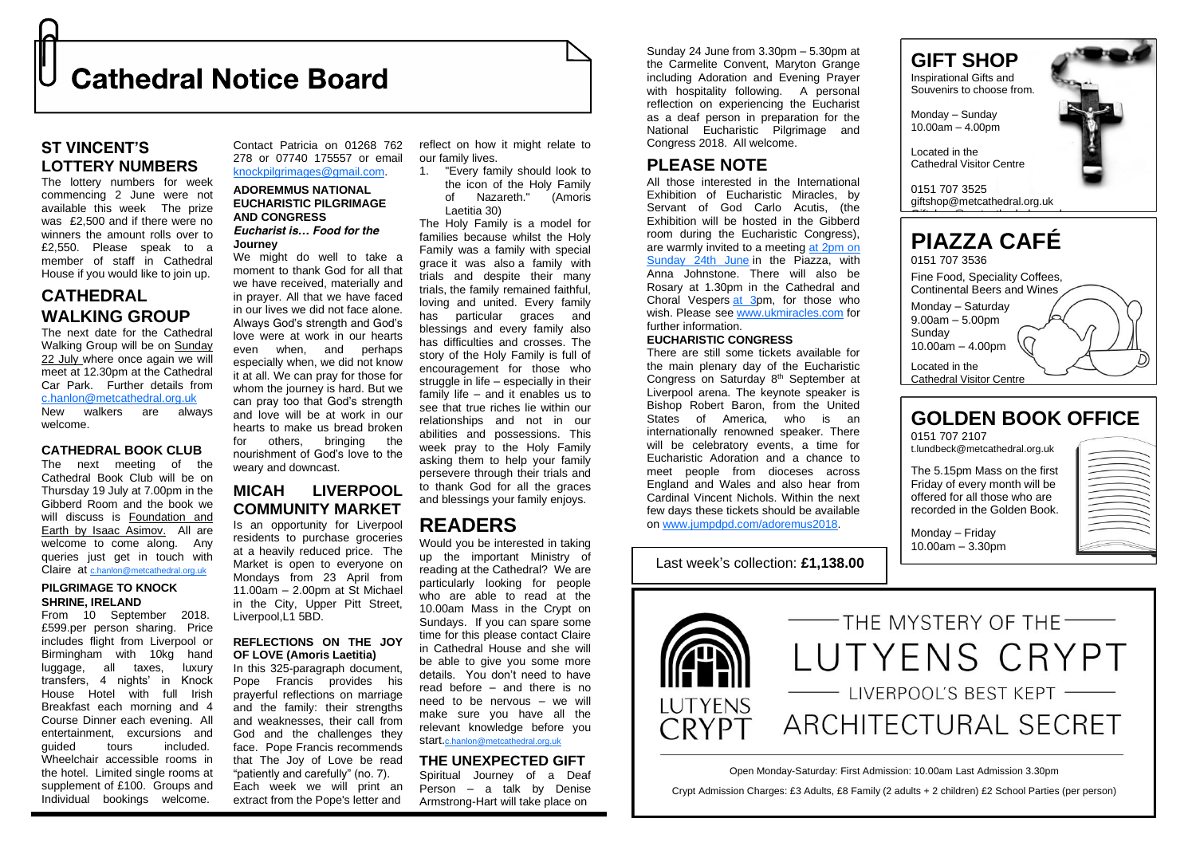# Cathedral Notice Board

## ST VINCENT'S LOTTERY NUMBERS

The lottery numbers for week commencing 2 June were not available this week The prize was £2,500 and if there were no winners the amount rolls over to £2,550. Please speak to a member of staff in Cathedral House if you would like to join up.

## CATHEDRAL WALKING GROUP

The next date for the Cathedral Walking Group will be on Sunday 22 July where once again we will meet at 12.30pm at the Cathedral Car Park. Further details from c.hanlon@metcathedral.org.uk

New walkers are always welcome.

### CATHEDRAL BOOK CLUB

The next meeting of the Cathedral Book Club will be on Thursday 19 July at 7.00pm in the Gibberd Room and the book we will discuss is Foundation and Earth by Isaac Asimov. All are welcome to come along. Any queries just get in touch with Claire at c.hanlon@metcathedral.org.uk

### PILGRIMAGE TO KNOCK SHRINE, IRELAND

From 10 September 2018. £599.per person sharing. Price includes flight from Liverpool or Birmingham with 10kg hand luggage, all taxes, luxury transfers, 4 nights' in Knock House Hotel with full Irish Breakfast each morning and 4 Course Dinner each evening. All entertainment, excursions and guided tours included. Wheelchair accessible rooms in the hotel. Limited single rooms at supplement of £100. Groups and Individual bookings welcome. Contact Patricia on 01268 762 278 or 07740 175557 or email knockpilgrimages@gmail.com.

### ADOREMMUS NATIONAL EUCHARISTIC PILGRIMAGE AND CONGRESS

***Eucharist is… Food for the Journey***

We might do well to take a moment to thank God for all that we have received, materially and in prayer. All that we have faced in our lives we did not face alone. Always God's strength and God's love were at work in our hearts even when, and perhaps especially when, we did not know it at all. We can pray for those for whom the journey is hard. But we can pray too that God's strength and love will be at work in our hearts to make us bread broken for others, bringing the nourishment of God's love to the weary and downcast.

## MICAH LIVERPOOL COMMUNITY MARKET

Is an opportunity for Liverpool residents to purchase groceries at a heavily reduced price. The Market is open to everyone on Mondays from 23 April from 11.00am – 2.00pm at St Michael in the City, Upper Pitt Street, Liverpool,L1 5BD.

### REFLECTIONS ON THE JOY OF LOVE (Amoris Laetitia)

In this 325-paragraph document, Pope Francis provides his prayerful reflections on marriage and the family: their strengths and weaknesses, their call from God and the challenges they face. Pope Francis recommends that The Joy of Love be read "patiently and carefully" (no. 7). Each week we will print an extract from the Pope's letter and reflect on how it might relate to our family lives.

1. "Every family should look to the icon of the Holy Family of Nazareth." (Amoris Laetitia 30)

The Holy Family is a model for families because whilst the Holy Family was a family with special grace it was also a family with trials and despite their many trials, the family remained faithful, loving and united. Every family has particular graces and blessings and every family also has difficulties and crosses. The story of the Holy Family is full of encouragement for those who struggle in life – especially in their family life – and it enables us to see that true riches lie within our relationships and not in our abilities and possessions. This week pray to the Holy Family asking them to help your family persevere through their trials and to thank God for all the graces and blessings your family enjoys.

## READERS

Would you be interested in taking up the important Ministry of reading at the Cathedral? We are particularly looking for people who are able to read at the 10.00am Mass in the Crypt on Sundays. If you can spare some time for this please contact Claire in Cathedral House and she will be able to give you some more details. You don't need to have read before – and there is no need to be nervous – we will make sure you have all the relevant knowledge before you start.c.hanlon@metcathedral.org.uk

### THE UNEXPECTED GIFT

Spiritual Journey of a Deaf Person – a talk by Denise Armstrong-Hart will take place on Sunday 24 June from 3.30pm – 5.30pm at the Carmelite Convent, Maryton Grange including Adoration and Evening Prayer with hospitality following. A personal reflection on experiencing the Eucharist as a deaf person in preparation for the National Eucharistic Pilgrimage and Congress 2018. All welcome.

## PLEASE NOTE

All those interested in the International Exhibition of Eucharistic Miracles, by Servant of God Carlo Acutis, (the Exhibition will be hosted in the Gibberd room during the Eucharistic Congress), are warmly invited to a meeting at 2pm on Sunday 24th June in the Piazza, with Anna Johnstone. There will also be Rosary at 1.30pm in the Cathedral and Choral Vespers at 3pm, for those who wish. Please see www.ukmiracles.com for further information.

### EUCHARISTIC CONGRESS

There are still some tickets available for the main plenary day of the Eucharistic Congress on Saturday 8th September at Liverpool arena. The keynote speaker is Bishop Robert Baron, from the United States of America, who is an internationally renowned speaker. There will be celebratory events, a time for Eucharistic Adoration and a chance to meet people from dioceses across England and Wales and also hear from Cardinal Vincent Nichols. Within the next few days these tickets should be available on www.jumpdpd.com/adoremus2018.

Last week's collection: **£1,138.00**

## GIFT SHOP

Inspirational Gifts and Souvenirs to choose from.

Monday – Sunday
10.00am – 4.00pm

Located in the Cathedral Visitor Centre

0151 707 3525
giftshop@metcathedral.org.uk

## PIAZZA CAFÉ

0151 707 3536

Fine Food, Speciality Coffees, Continental Beers and Wines

Monday – Saturday
9.00am – 5.00pm
Sunday
10.00am – 4.00pm

Located in the Cathedral Visitor Centre

## GOLDEN BOOK OFFICE

0151 707 2107
t.lundbeck@metcathedral.org.uk

The 5.15pm Mass on the first Friday of every month will be offered for all those who are recorded in the Golden Book.

Monday – Friday
10.00am – 3.30pm

LUTYENS CRYPT

THE MYSTERY OF THE LUTYENS CRYPT — LIVERPOOL'S BEST KEPT — ARCHITECTURAL SECRET

Open Monday-Saturday: First Admission: 10.00am Last Admission 3.30pm

Crypt Admission Charges: £3 Adults, £8 Family (2 adults + 2 children) £2 School Parties (per person)